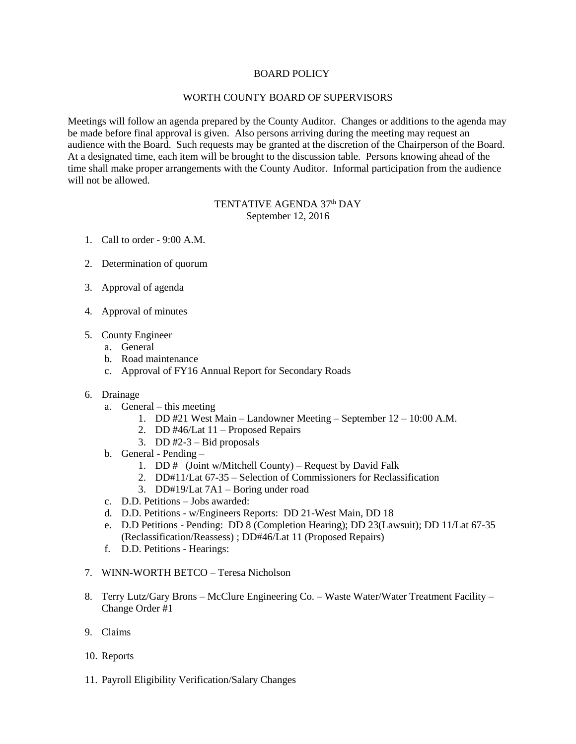# BOARD POLICY

## WORTH COUNTY BOARD OF SUPERVISORS

Meetings will follow an agenda prepared by the County Auditor. Changes or additions to the agenda may be made before final approval is given. Also persons arriving during the meeting may request an audience with the Board. Such requests may be granted at the discretion of the Chairperson of the Board. At a designated time, each item will be brought to the discussion table. Persons knowing ahead of the time shall make proper arrangements with the County Auditor. Informal participation from the audience will not be allowed.

### TENTATIVE AGENDA 37th DAY
September 12, 2016

1. Call to order - 9:00 A.M.

2. Determination of quorum

3. Approval of agenda

4. Approval of minutes

5. County Engineer
   a. General
   b. Road maintenance
   c. Approval of FY16 Annual Report for Secondary Roads

6. Drainage
   a. General – this meeting
      1. DD #21 West Main – Landowner Meeting – September 12 – 10:00 A.M.
      2. DD #46/Lat 11 – Proposed Repairs
      3. DD #2-3 – Bid proposals
   b. General - Pending –
      1. DD # (Joint w/Mitchell County) – Request by David Falk
      2. DD#11/Lat 67-35 – Selection of Commissioners for Reclassification
      3. DD#19/Lat 7A1 – Boring under road
   c. D.D. Petitions – Jobs awarded:
   d. D.D. Petitions - w/Engineers Reports: DD 21-West Main, DD 18
   e. D.D Petitions - Pending: DD 8 (Completion Hearing); DD 23(Lawsuit); DD 11/Lat 67-35 (Reclassification/Reassess) ; DD#46/Lat 11 (Proposed Repairs)
   f. D.D. Petitions - Hearings:

7. WINN-WORTH BETCO – Teresa Nicholson

8. Terry Lutz/Gary Brons – McClure Engineering Co. – Waste Water/Water Treatment Facility – Change Order #1

9. Claims

10. Reports

11. Payroll Eligibility Verification/Salary Changes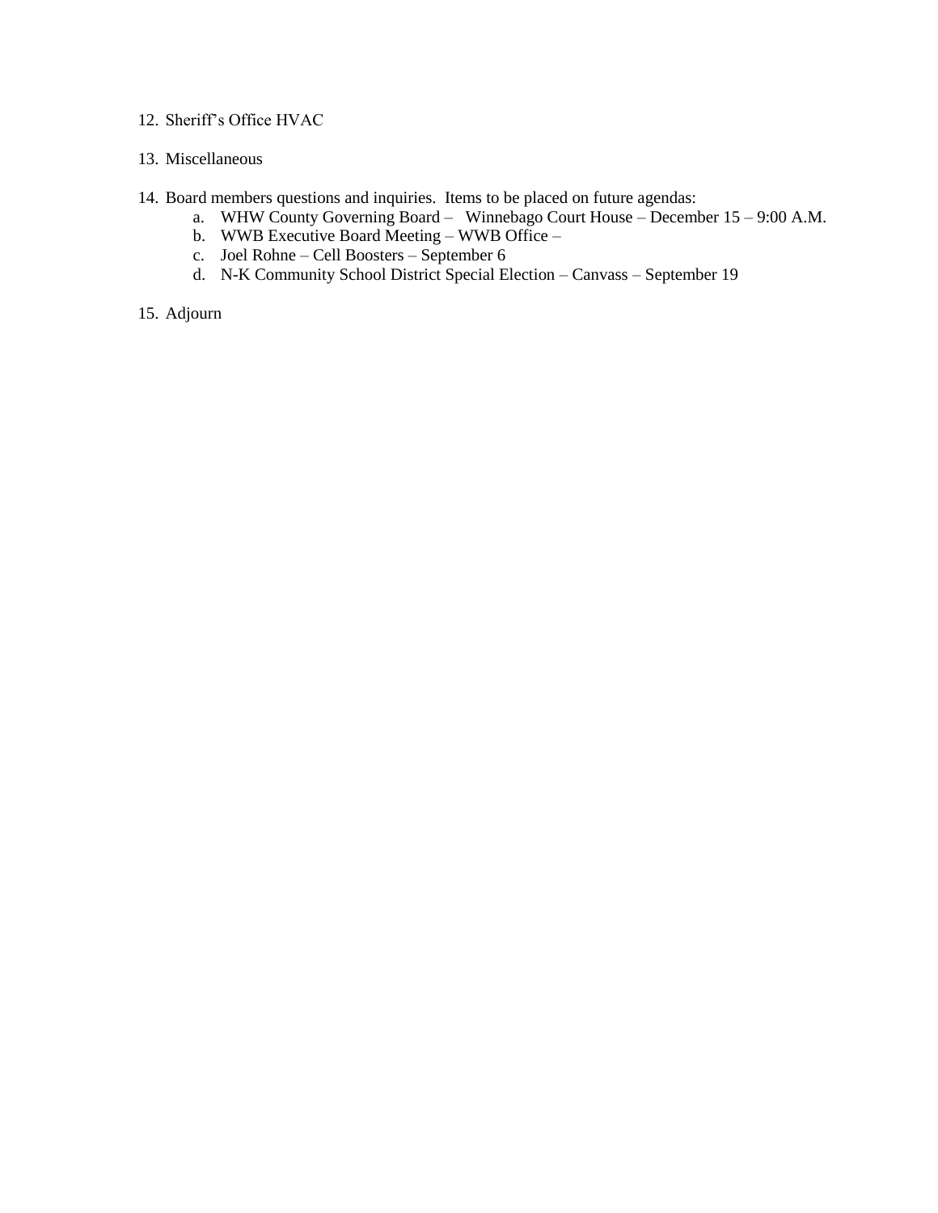12. Sheriff's Office HVAC

13. Miscellaneous

14. Board members questions and inquiries. Items to be placed on future agendas:
    a. WHW County Governing Board – Winnebago Court House – December 15 – 9:00 A.M.
    b. WWB Executive Board Meeting – WWB Office –
    c. Joel Rohne – Cell Boosters – September 6
    d. N-K Community School District Special Election – Canvass – September 19

15. Adjourn